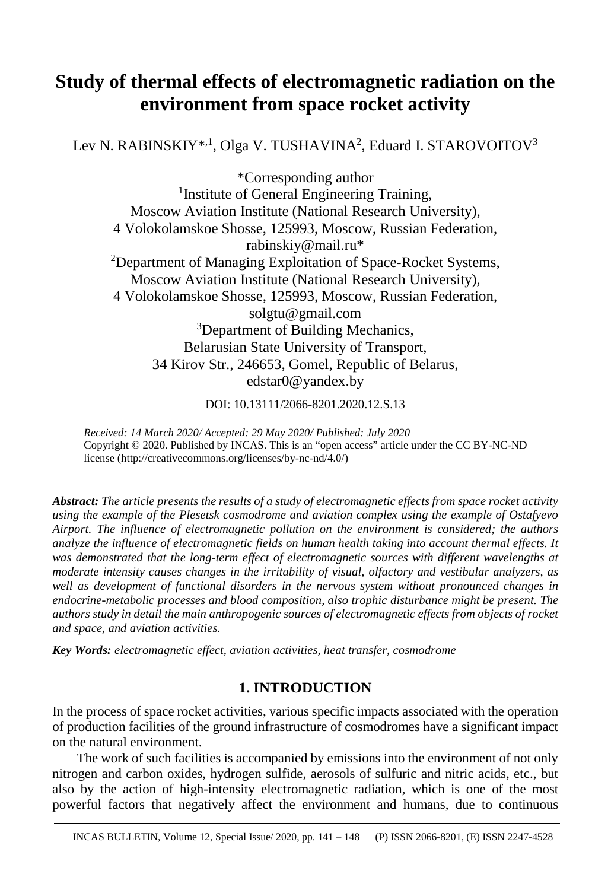# Study of thermal effects of electromagnetic radiation on the environment from space rocket activity

Lev N. RABINSKIY*[,1], Olga V. TUSHAVINA[2], Eduard I. STAROVOITOV[3]

*Corresponding author

[1]Institute of General Engineering Training,
Moscow Aviation Institute (National Research University),
4 Volokolamskoe Shosse, 125993, Moscow, Russian Federation,
rabinskiy@mail.ru*

[2]Department of Managing Exploitation of Space-Rocket Systems,
Moscow Aviation Institute (National Research University),
4 Volokolamskoe Shosse, 125993, Moscow, Russian Federation,
solgtu@gmail.com

[3]Department of Building Mechanics,
Belarusian State University of Transport,
34 Kirov Str., 246653, Gomel, Republic of Belarus,
edstar0@yandex.by

DOI: 10.13111/2066-8201.2020.12.S.13

*Received: 14 March 2020/ Accepted: 29 May 2020/ Published: July 2020*

Copyright © 2020. Published by INCAS. This is an "open access" article under the CC BY-NC-ND license (http://creativecommons.org/licenses/by-nc-nd/4.0/)

***Abstract:*** *The article presents the results of a study of electromagnetic effects from space rocket activity using the example of the Plesetsk cosmodrome and aviation complex using the example of Ostafyevo Airport. The influence of electromagnetic pollution on the environment is considered; the authors analyze the influence of electromagnetic fields on human health taking into account thermal effects. It was demonstrated that the long-term effect of electromagnetic sources with different wavelengths at moderate intensity causes changes in the irritability of visual, olfactory and vestibular analyzers, as well as development of functional disorders in the nervous system without pronounced changes in endocrine-metabolic processes and blood composition, also trophic disturbance might be present. The authors study in detail the main anthropogenic sources of electromagnetic effects from objects of rocket and space, and aviation activities.*

***Key Words:*** *electromagnetic effect, aviation activities, heat transfer, cosmodrome*

## 1. INTRODUCTION

In the process of space rocket activities, various specific impacts associated with the operation of production facilities of the ground infrastructure of cosmodromes have a significant impact on the natural environment.

The work of such facilities is accompanied by emissions into the environment of not only nitrogen and carbon oxides, hydrogen sulfide, aerosols of sulfuric and nitric acids, etc., but also by the action of high-intensity electromagnetic radiation, which is one of the most powerful factors that negatively affect the environment and humans, due to continuous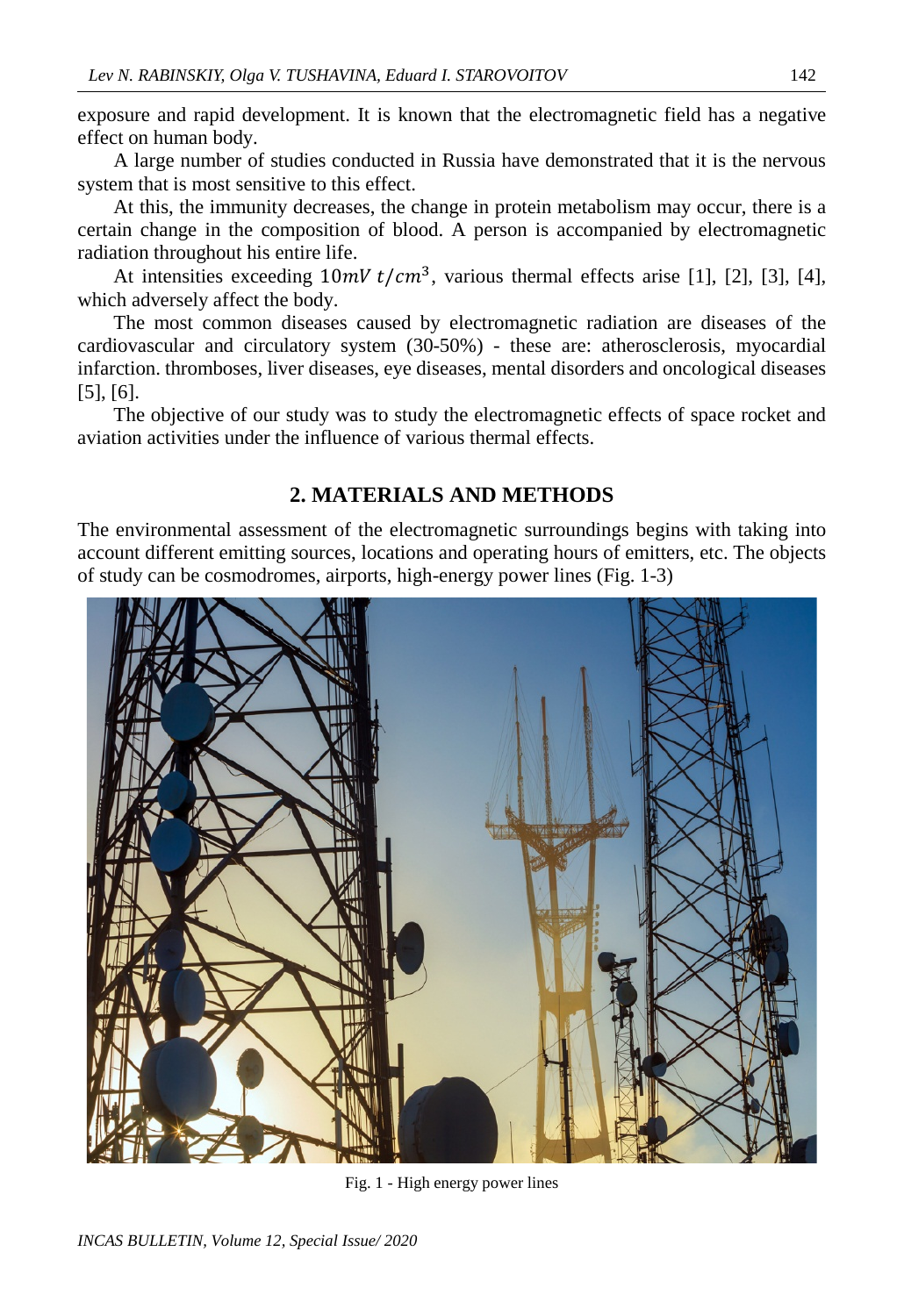exposure and rapid development. It is known that the electromagnetic field has a negative effect on human body.

A large number of studies conducted in Russia have demonstrated that it is the nervous system that is most sensitive to this effect.

At this, the immunity decreases, the change in protein metabolism may occur, there is a certain change in the composition of blood. A person is accompanied by electromagnetic radiation throughout his entire life.

At intensities exceeding $10mV\ t/cm^3$, various thermal effects arise [1], [2], [3], [4], which adversely affect the body.

The most common diseases caused by electromagnetic radiation are diseases of the cardiovascular and circulatory system (30-50%) - these are: atherosclerosis, myocardial infarction. thromboses, liver diseases, eye diseases, mental disorders and oncological diseases [5], [6].

The objective of our study was to study the electromagnetic effects of space rocket and aviation activities under the influence of various thermal effects.

## 2. MATERIALS AND METHODS

The environmental assessment of the electromagnetic surroundings begins with taking into account different emitting sources, locations and operating hours of emitters, etc. The objects of study can be cosmodromes, airports, high-energy power lines (Fig. 1-3)

Fig. 1 - High energy power lines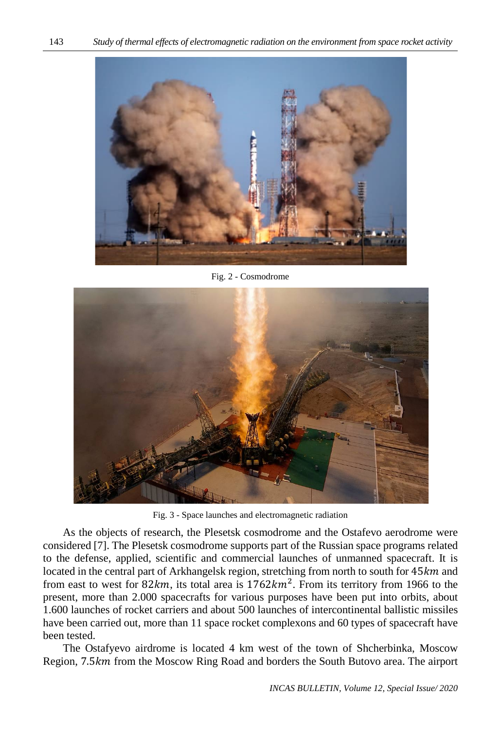Fig. 2 - Cosmodrome

Fig. 3 - Space launches and electromagnetic radiation

As the objects of research, the Plesetsk cosmodrome and the Ostafevo aerodrome were considered [7]. The Plesetsk cosmodrome supports part of the Russian space programs related to the defense, applied, scientific and commercial launches of unmanned spacecraft. It is located in the central part of Arkhangelsk region, stretching from north to south for $45km$ and from east to west for $82km$, its total area is $1762km^2$. From its territory from 1966 to the present, more than 2.000 spacecrafts for various purposes have been put into orbits, about 1.600 launches of rocket carriers and about 500 launches of intercontinental ballistic missiles have been carried out, more than 11 space rocket complexons and 60 types of spacecraft have been tested.

The Ostafyevo airdrome is located 4 km west of the town of Shcherbinka, Moscow Region, $7.5km$ from the Moscow Ring Road and borders the South Butovo area. The airport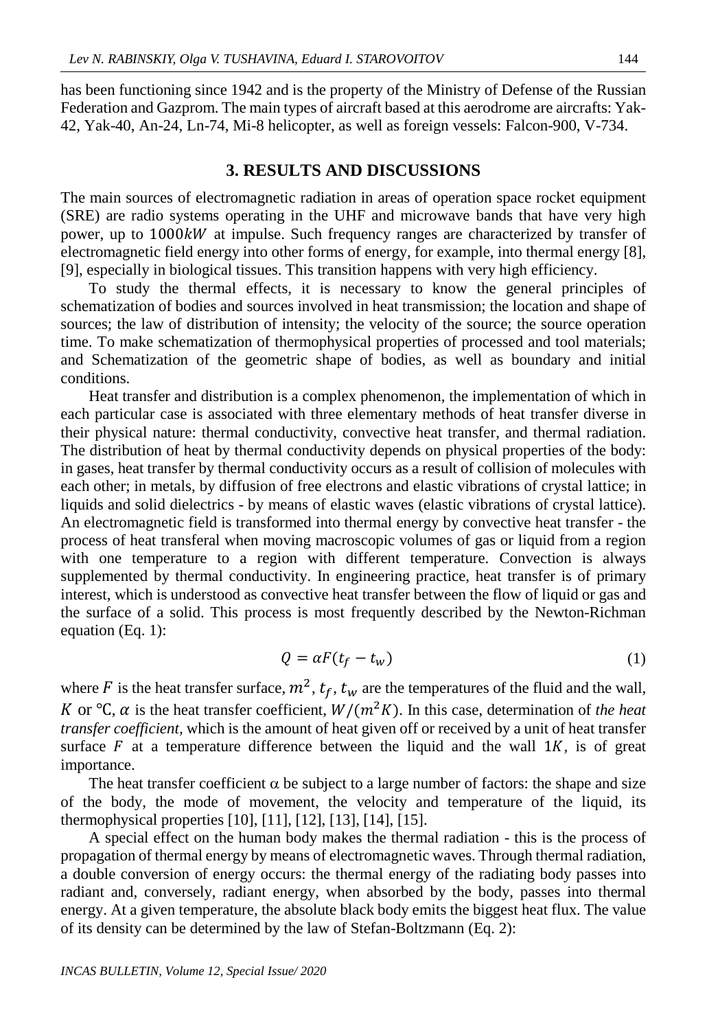has been functioning since 1942 and is the property of the Ministry of Defense of the Russian Federation and Gazprom. The main types of aircraft based at this aerodrome are aircrafts: Yak-42, Yak-40, An-24, Ln-74, Mi-8 helicopter, as well as foreign vessels: Falcon-900, V-734.

## 3. RESULTS AND DISCUSSIONS

The main sources of electromagnetic radiation in areas of operation space rocket equipment (SRE) are radio systems operating in the UHF and microwave bands that have very high power, up to $1000kW$ at impulse. Such frequency ranges are characterized by transfer of electromagnetic field energy into other forms of energy, for example, into thermal energy [8], [9], especially in biological tissues. This transition happens with very high efficiency.

To study the thermal effects, it is necessary to know the general principles of schematization of bodies and sources involved in heat transmission; the location and shape of sources; the law of distribution of intensity; the velocity of the source; the source operation time. To make schematization of thermophysical properties of processed and tool materials; and Schematization of the geometric shape of bodies, as well as boundary and initial conditions.

Heat transfer and distribution is a complex phenomenon, the implementation of which in each particular case is associated with three elementary methods of heat transfer diverse in their physical nature: thermal conductivity, convective heat transfer, and thermal radiation. The distribution of heat by thermal conductivity depends on physical properties of the body: in gases, heat transfer by thermal conductivity occurs as a result of collision of molecules with each other; in metals, by diffusion of free electrons and elastic vibrations of crystal lattice; in liquids and solid dielectrics - by means of elastic waves (elastic vibrations of crystal lattice). An electromagnetic field is transformed into thermal energy by convective heat transfer - the process of heat transferal when moving macroscopic volumes of gas or liquid from a region with one temperature to a region with different temperature. Convection is always supplemented by thermal conductivity. In engineering practice, heat transfer is of primary interest, which is understood as convective heat transfer between the flow of liquid or gas and the surface of a solid. This process is most frequently described by the Newton-Richman equation (Eq. 1):

$$Q = \alpha F(t_f - t_w) \tag{1}$$

where $F$ is the heat transfer surface, $m^2$, $t_f$, $t_w$ are the temperatures of the fluid and the wall, $K$ or °C, $\alpha$ is the heat transfer coefficient, $W/(m^2K)$. In this case, determination of *the heat transfer coefficient*, which is the amount of heat given off or received by a unit of heat transfer surface $F$ at a temperature difference between the liquid and the wall $1K$, is of great importance.

The heat transfer coefficient $\alpha$ be subject to a large number of factors: the shape and size of the body, the mode of movement, the velocity and temperature of the liquid, its thermophysical properties [10], [11], [12], [13], [14], [15].

A special effect on the human body makes the thermal radiation - this is the process of propagation of thermal energy by means of electromagnetic waves. Through thermal radiation, a double conversion of energy occurs: the thermal energy of the radiating body passes into radiant and, conversely, radiant energy, when absorbed by the body, passes into thermal energy. At a given temperature, the absolute black body emits the biggest heat flux. The value of its density can be determined by the law of Stefan-Boltzmann (Eq. 2):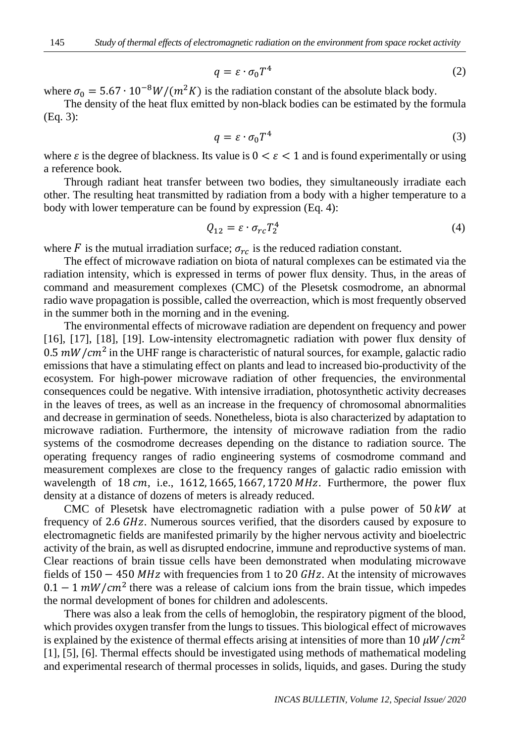$$q = \varepsilon \cdot \sigma_0 T^4 \tag{2}$$

where $\sigma_0 = 5.67 \cdot 10^{-8} W/(m^2 K)$ is the radiation constant of the absolute black body.

The density of the heat flux emitted by non-black bodies can be estimated by the formula (Eq. 3):

$$q = \varepsilon \cdot \sigma_0 T^4 \tag{3}$$

where $\varepsilon$ is the degree of blackness. Its value is $0 < \varepsilon < 1$ and is found experimentally or using a reference book.

Through radiant heat transfer between two bodies, they simultaneously irradiate each other. The resulting heat transmitted by radiation from a body with a higher temperature to a body with lower temperature can be found by expression (Eq. 4):

$$Q_{12} = \varepsilon \cdot \sigma_{rc} T_2^4 \tag{4}$$

where $F$ is the mutual irradiation surface; $\sigma_{rc}$ is the reduced radiation constant.

The effect of microwave radiation on biota of natural complexes can be estimated via the radiation intensity, which is expressed in terms of power flux density. Thus, in the areas of command and measurement complexes (CMC) of the Plesetsk cosmodrome, an abnormal radio wave propagation is possible, called the overreaction, which is most frequently observed in the summer both in the morning and in the evening.

The environmental effects of microwave radiation are dependent on frequency and power [16], [17], [18], [19]. Low-intensity electromagnetic radiation with power flux density of $0.5\ mW/cm^2$ in the UHF range is characteristic of natural sources, for example, galactic radio emissions that have a stimulating effect on plants and lead to increased bio-productivity of the ecosystem. For high-power microwave radiation of other frequencies, the environmental consequences could be negative. With intensive irradiation, photosynthetic activity decreases in the leaves of trees, as well as an increase in the frequency of chromosomal abnormalities and decrease in germination of seeds. Nonetheless, biota is also characterized by adaptation to microwave radiation. Furthermore, the intensity of microwave radiation from the radio systems of the cosmodrome decreases depending on the distance to radiation source. The operating frequency ranges of radio engineering systems of cosmodrome command and measurement complexes are close to the frequency ranges of galactic radio emission with wavelength of $18\ cm$, i.e., $1612, 1665, 1667, 1720\ MHz$. Furthermore, the power flux density at a distance of dozens of meters is already reduced.

CMC of Plesetsk have electromagnetic radiation with a pulse power of $50\ kW$ at frequency of $2.6\ GHz$. Numerous sources verified, that the disorders caused by exposure to electromagnetic fields are manifested primarily by the higher nervous activity and bioelectric activity of the brain, as well as disrupted endocrine, immune and reproductive systems of man. Clear reactions of brain tissue cells have been demonstrated when modulating microwave fields of $150 - 450\ MHz$ with frequencies from 1 to $20\ GHz$. At the intensity of microwaves $0.1 - 1\ mW/cm^2$ there was a release of calcium ions from the brain tissue, which impedes the normal development of bones for children and adolescents.

There was also a leak from the cells of hemoglobin, the respiratory pigment of the blood, which provides oxygen transfer from the lungs to tissues. This biological effect of microwaves is explained by the existence of thermal effects arising at intensities of more than $10\ \mu W/cm^2$ [1], [5], [6]. Thermal effects should be investigated using methods of mathematical modeling and experimental research of thermal processes in solids, liquids, and gases. During the study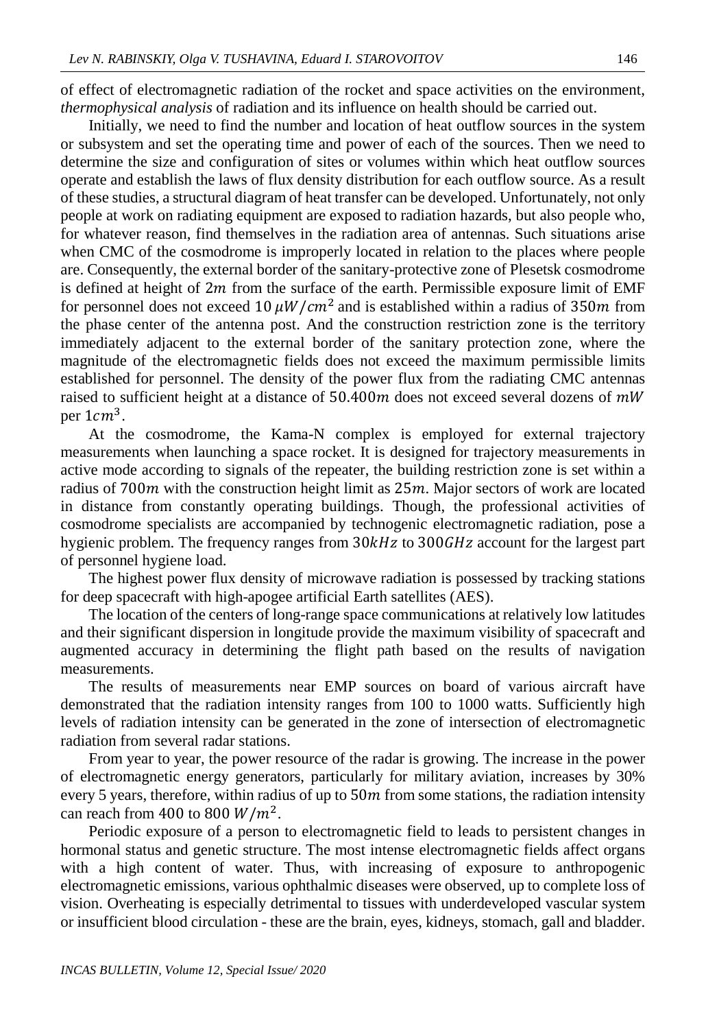of effect of electromagnetic radiation of the rocket and space activities on the environment, *thermophysical analysis* of radiation and its influence on health should be carried out.

Initially, we need to find the number and location of heat outflow sources in the system or subsystem and set the operating time and power of each of the sources. Then we need to determine the size and configuration of sites or volumes within which heat outflow sources operate and establish the laws of flux density distribution for each outflow source. As a result of these studies, a structural diagram of heat transfer can be developed. Unfortunately, not only people at work on radiating equipment are exposed to radiation hazards, but also people who, for whatever reason, find themselves in the radiation area of antennas. Such situations arise when CMC of the cosmodrome is improperly located in relation to the places where people are. Consequently, the external border of the sanitary-protective zone of Plesetsk cosmodrome is defined at height of $2m$ from the surface of the earth. Permissible exposure limit of EMF for personnel does not exceed $10\ \mu W/cm^2$ and is established within a radius of $350m$ from the phase center of the antenna post. And the construction restriction zone is the territory immediately adjacent to the external border of the sanitary protection zone, where the magnitude of the electromagnetic fields does not exceed the maximum permissible limits established for personnel. The density of the power flux from the radiating CMC antennas raised to sufficient height at a distance of $50.400m$ does not exceed several dozens of $mW$ per $1cm^3$.

At the cosmodrome, the Kama-N complex is employed for external trajectory measurements when launching a space rocket. It is designed for trajectory measurements in active mode according to signals of the repeater, the building restriction zone is set within a radius of $700m$ with the construction height limit as $25m$. Major sectors of work are located in distance from constantly operating buildings. Though, the professional activities of cosmodrome specialists are accompanied by technogenic electromagnetic radiation, pose a hygienic problem. The frequency ranges from $30kHz$ to $300GHz$ account for the largest part of personnel hygiene load.

The highest power flux density of microwave radiation is possessed by tracking stations for deep spacecraft with high-apogee artificial Earth satellites (AES).

The location of the centers of long-range space communications at relatively low latitudes and their significant dispersion in longitude provide the maximum visibility of spacecraft and augmented accuracy in determining the flight path based on the results of navigation measurements.

The results of measurements near EMP sources on board of various aircraft have demonstrated that the radiation intensity ranges from 100 to 1000 watts. Sufficiently high levels of radiation intensity can be generated in the zone of intersection of electromagnetic radiation from several radar stations.

From year to year, the power resource of the radar is growing. The increase in the power of electromagnetic energy generators, particularly for military aviation, increases by 30% every 5 years, therefore, within radius of up to $50m$ from some stations, the radiation intensity can reach from 400 to 800 $W/m^2$.

Periodic exposure of a person to electromagnetic field to leads to persistent changes in hormonal status and genetic structure. The most intense electromagnetic fields affect organs with a high content of water. Thus, with increasing of exposure to anthropogenic electromagnetic emissions, various ophthalmic diseases were observed, up to complete loss of vision. Overheating is especially detrimental to tissues with underdeveloped vascular system or insufficient blood circulation - these are the brain, eyes, kidneys, stomach, gall and bladder.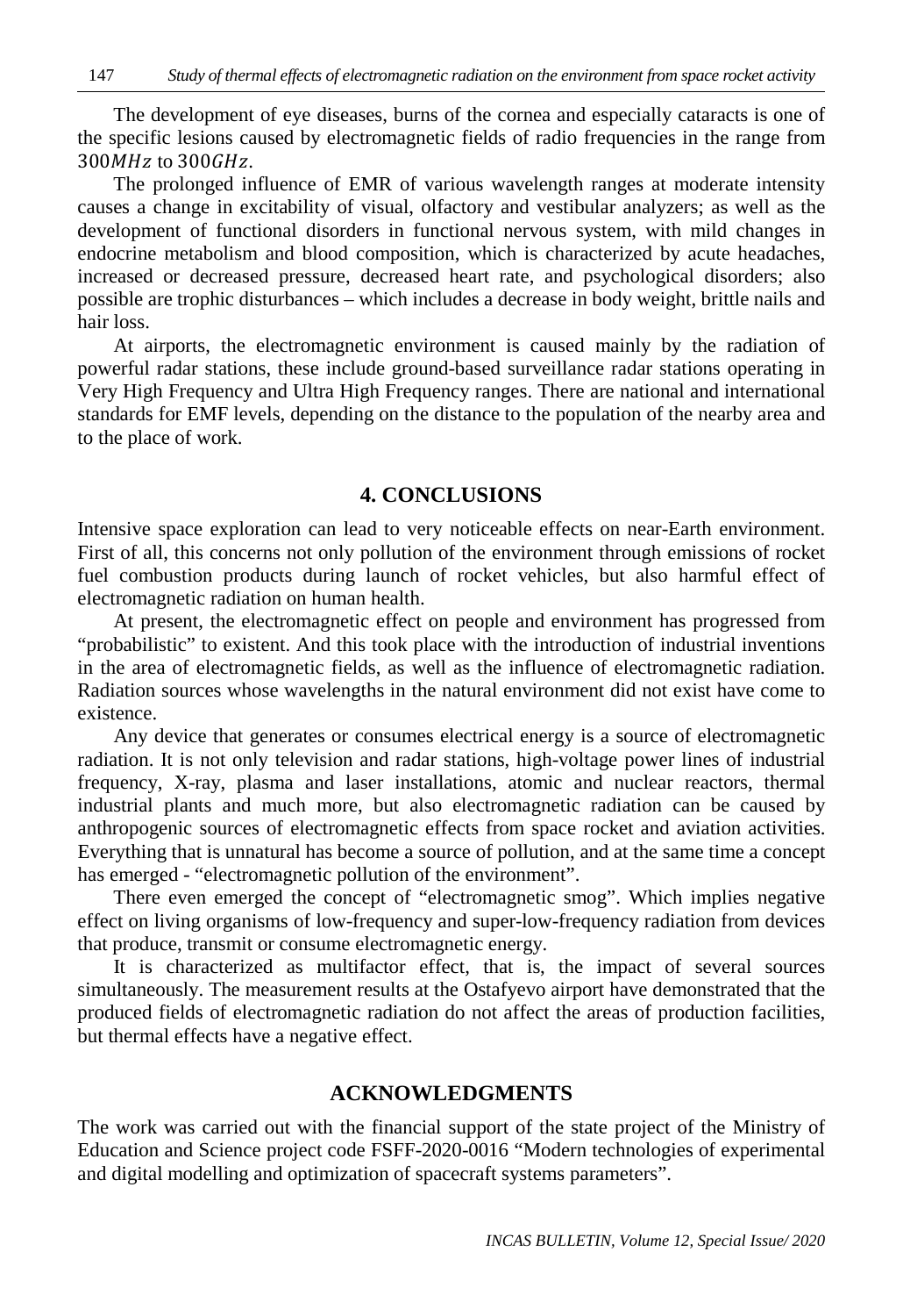The development of eye diseases, burns of the cornea and especially cataracts is one of the specific lesions caused by electromagnetic fields of radio frequencies in the range from $300MHz$ to $300GHz$.

The prolonged influence of EMR of various wavelength ranges at moderate intensity causes a change in excitability of visual, olfactory and vestibular analyzers; as well as the development of functional disorders in functional nervous system, with mild changes in endocrine metabolism and blood composition, which is characterized by acute headaches, increased or decreased pressure, decreased heart rate, and psychological disorders; also possible are trophic disturbances – which includes a decrease in body weight, brittle nails and hair loss.

At airports, the electromagnetic environment is caused mainly by the radiation of powerful radar stations, these include ground-based surveillance radar stations operating in Very High Frequency and Ultra High Frequency ranges. There are national and international standards for EMF levels, depending on the distance to the population of the nearby area and to the place of work.

## 4. CONCLUSIONS

Intensive space exploration can lead to very noticeable effects on near-Earth environment. First of all, this concerns not only pollution of the environment through emissions of rocket fuel combustion products during launch of rocket vehicles, but also harmful effect of electromagnetic radiation on human health.

At present, the electromagnetic effect on people and environment has progressed from "probabilistic" to existent. And this took place with the introduction of industrial inventions in the area of electromagnetic fields, as well as the influence of electromagnetic radiation. Radiation sources whose wavelengths in the natural environment did not exist have come to existence.

Any device that generates or consumes electrical energy is a source of electromagnetic radiation. It is not only television and radar stations, high-voltage power lines of industrial frequency, X-ray, plasma and laser installations, atomic and nuclear reactors, thermal industrial plants and much more, but also electromagnetic radiation can be caused by anthropogenic sources of electromagnetic effects from space rocket and aviation activities. Everything that is unnatural has become a source of pollution, and at the same time a concept has emerged - "electromagnetic pollution of the environment".

There even emerged the concept of "electromagnetic smog". Which implies negative effect on living organisms of low-frequency and super-low-frequency radiation from devices that produce, transmit or consume electromagnetic energy.

It is characterized as multifactor effect, that is, the impact of several sources simultaneously. The measurement results at the Ostafyevo airport have demonstrated that the produced fields of electromagnetic radiation do not affect the areas of production facilities, but thermal effects have a negative effect.

## ACKNOWLEDGMENTS

The work was carried out with the financial support of the state project of the Ministry of Education and Science project code FSFF-2020-0016 "Modern technologies of experimental and digital modelling and optimization of spacecraft systems parameters".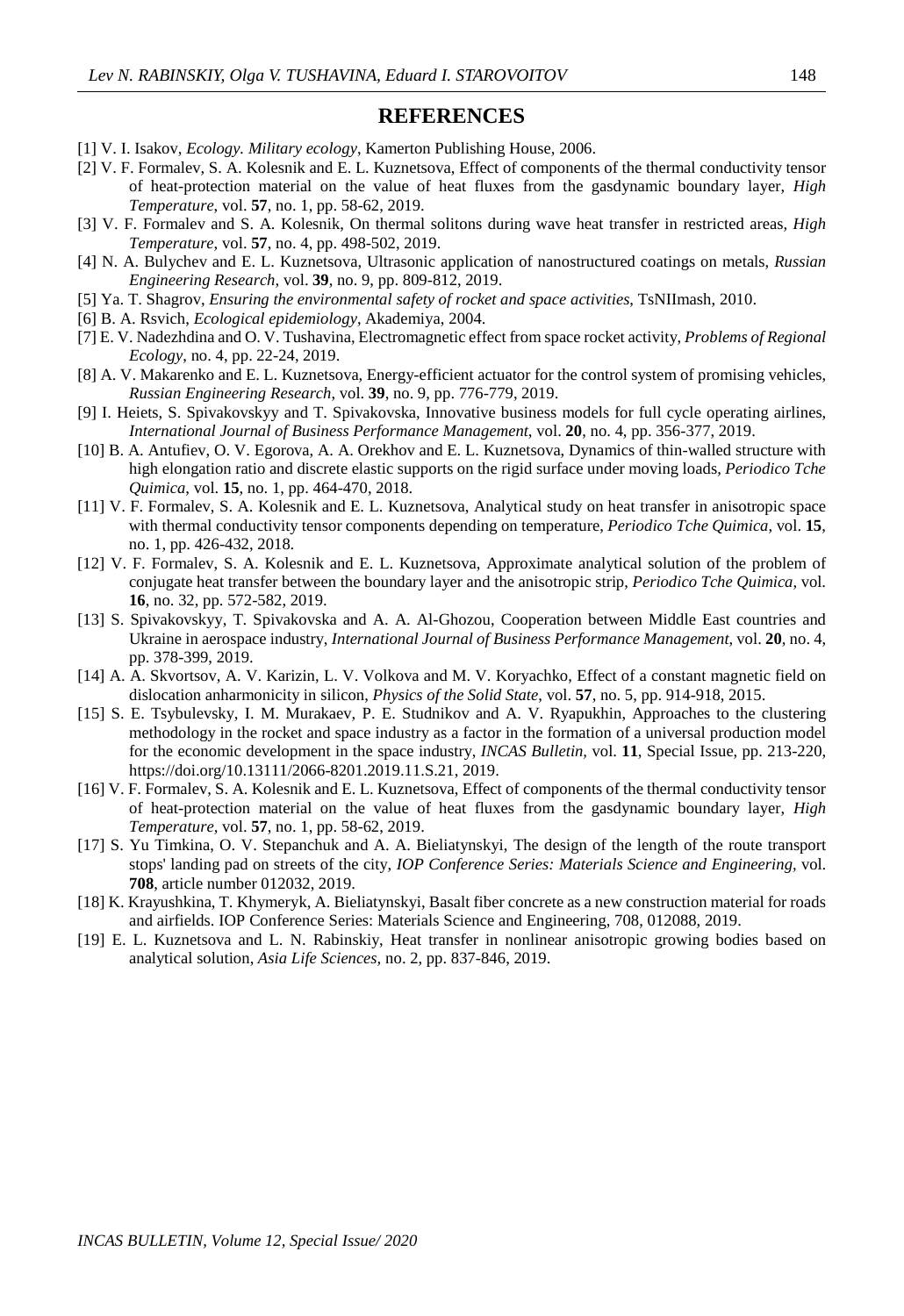## REFERENCES

[1] V. I. Isakov, *Ecology. Military ecology*, Kamerton Publishing House, 2006.

[2] V. F. Formalev, S. A. Kolesnik and E. L. Kuznetsova, Effect of components of the thermal conductivity tensor of heat-protection material on the value of heat fluxes from the gasdynamic boundary layer, *High Temperature*, vol. **57**, no. 1, pp. 58-62, 2019.

[3] V. F. Formalev and S. A. Kolesnik, On thermal solitons during wave heat transfer in restricted areas, *High Temperature*, vol. **57**, no. 4, pp. 498-502, 2019.

[4] N. A. Bulychev and E. L. Kuznetsova, Ultrasonic application of nanostructured coatings on metals, *Russian Engineering Research*, vol. **39**, no. 9, pp. 809-812, 2019.

[5] Ya. T. Shagrov, *Ensuring the environmental safety of rocket and space activities*, TsNIImash, 2010.

[6] B. A. Rsvich, *Ecological epidemiology*, Akademiya, 2004.

[7] E. V. Nadezhdina and O. V. Tushavina, Electromagnetic effect from space rocket activity, *Problems of Regional Ecology*, no. 4, pp. 22-24, 2019.

[8] A. V. Makarenko and E. L. Kuznetsova, Energy-efficient actuator for the control system of promising vehicles, *Russian Engineering Research*, vol. **39**, no. 9, pp. 776-779, 2019.

[9] I. Heiets, S. Spivakovskyy and T. Spivakovska, Innovative business models for full cycle operating airlines, *International Journal of Business Performance Management*, vol. **20**, no. 4, pp. 356-377, 2019.

[10] B. A. Antufiev, O. V. Egorova, A. A. Orekhov and E. L. Kuznetsova, Dynamics of thin-walled structure with high elongation ratio and discrete elastic supports on the rigid surface under moving loads, *Periodico Tche Quimica*, vol. **15**, no. 1, pp. 464-470, 2018.

[11] V. F. Formalev, S. A. Kolesnik and E. L. Kuznetsova, Analytical study on heat transfer in anisotropic space with thermal conductivity tensor components depending on temperature, *Periodico Tche Quimica*, vol. **15**, no. 1, pp. 426-432, 2018.

[12] V. F. Formalev, S. A. Kolesnik and E. L. Kuznetsova, Approximate analytical solution of the problem of conjugate heat transfer between the boundary layer and the anisotropic strip, *Periodico Tche Quimica*, vol. **16**, no. 32, pp. 572-582, 2019.

[13] S. Spivakovskyy, T. Spivakovska and A. A. Al-Ghozou, Cooperation between Middle East countries and Ukraine in aerospace industry, *International Journal of Business Performance Management*, vol. **20**, no. 4, pp. 378-399, 2019.

[14] A. A. Skvortsov, A. V. Karizin, L. V. Volkova and M. V. Koryachko, Effect of a constant magnetic field on dislocation anharmonicity in silicon, *Physics of the Solid State*, vol. **57**, no. 5, pp. 914-918, 2015.

[15] S. E. Tsybulevsky, I. M. Murakaev, P. E. Studnikov and A. V. Ryapukhin, Approaches to the clustering methodology in the rocket and space industry as a factor in the formation of a universal production model for the economic development in the space industry, *INCAS Bulletin*, vol. **11**, Special Issue, pp. 213-220, https://doi.org/10.13111/2066-8201.2019.11.S.21, 2019.

[16] V. F. Formalev, S. A. Kolesnik and E. L. Kuznetsova, Effect of components of the thermal conductivity tensor of heat-protection material on the value of heat fluxes from the gasdynamic boundary layer, *High Temperature*, vol. **57**, no. 1, pp. 58-62, 2019.

[17] S. Yu Timkina, O. V. Stepanchuk and A. A. Bieliatynskyi, The design of the length of the route transport stops' landing pad on streets of the city, *IOP Conference Series: Materials Science and Engineering*, vol. **708**, article number 012032, 2019.

[18] K. Krayushkina, T. Khymeryk, A. Bieliatynskyi, Basalt fiber concrete as a new construction material for roads and airfields. IOP Conference Series: Materials Science and Engineering, 708, 012088, 2019.

[19] E. L. Kuznetsova and L. N. Rabinskiy, Heat transfer in nonlinear anisotropic growing bodies based on analytical solution, *Asia Life Sciences*, no. 2, pp. 837-846, 2019.